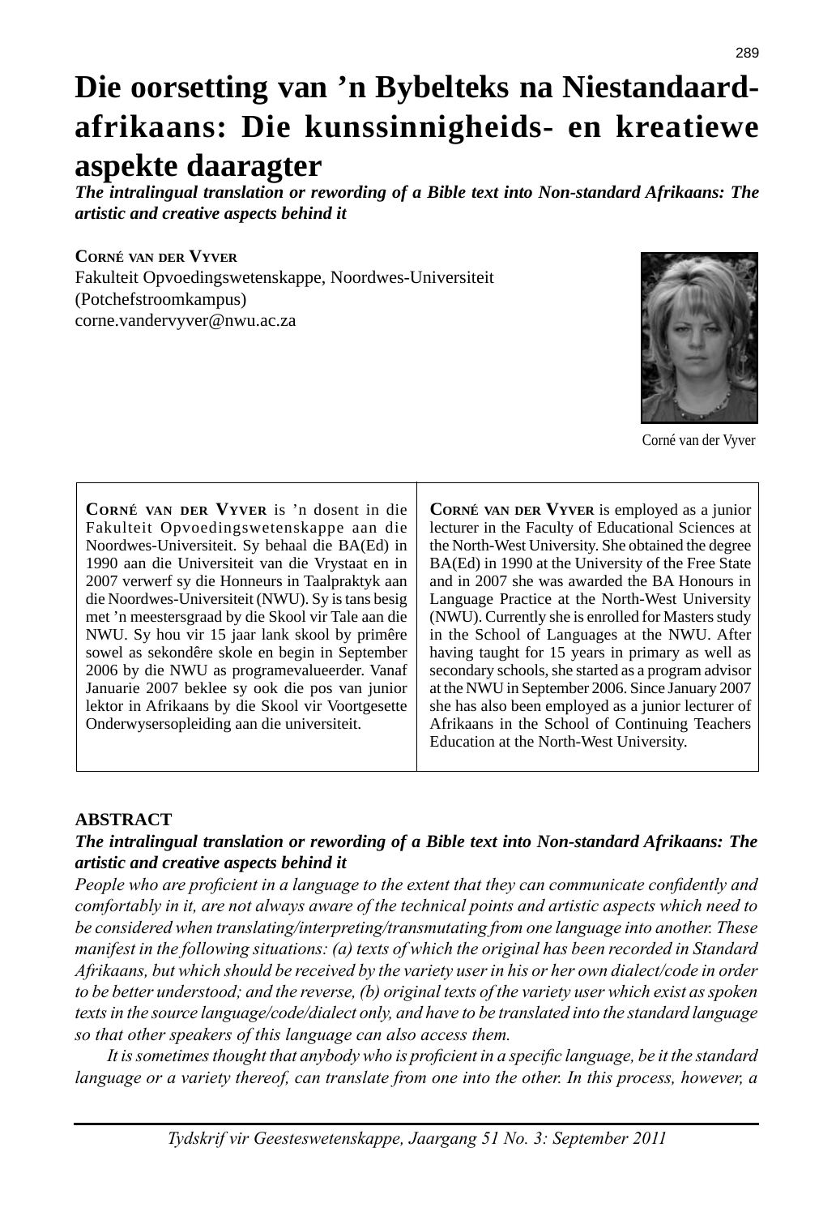// page 289 omitted

# Die oorsetting van 'n Bybelteks na Niestandaard-afrikaans: Die kunssinnigheids- en kreatiewe aspekte daaragter

***The intralingual translation or rewording of a Bible text into Non-standard Afrikaans: The artistic and creative aspects behind it***

**Corné van der Vyver**
Fakulteit Opvoedingswetenskappe, Noordwes-Universiteit (Potchefstroomkampus)
corne.vandervyver@nwu.ac.za

Corné van der Vyver

**Corné van der Vyver** is 'n dosent in die Fakulteit Opvoedingswetenskappe aan die Noordwes-Universiteit. Sy behaal die BA(Ed) in 1990 aan die Universiteit van die Vrystaat en in 2007 verwerf sy die Honneurs in Taalpraktyk aan die Noordwes-Universiteit (NWU). Sy is tans besig met 'n meestersgraad by die Skool vir Tale aan die NWU. Sy hou vir 15 jaar lank skool by primêre sowel as sekondêre skole en begin in September 2006 by die NWU as programevalueerder. Vanaf Januarie 2007 beklee sy ook die pos van junior lektor in Afrikaans by die Skool vir Voortgesette Onderwysersopleiding aan die universiteit.

**Corné van der Vyver** is employed as a junior lecturer in the Faculty of Educational Sciences at the North-West University. She obtained the degree BA(Ed) in 1990 at the University of the Free State and in 2007 she was awarded the BA Honours in Language Practice at the North-West University (NWU). Currently she is enrolled for Masters study in the School of Languages at the NWU. After having taught for 15 years in primary as well as secondary schools, she started as a program advisor at the NWU in September 2006. Since January 2007 she has also been employed as a junior lecturer of Afrikaans in the School of Continuing Teachers Education at the North-West University.

## ABSTRACT

***The intralingual translation or rewording of a Bible text into Non-standard Afrikaans: The artistic and creative aspects behind it***

*People who are proficient in a language to the extent that they can communicate confidently and comfortably in it, are not always aware of the technical points and artistic aspects which need to be considered when translating/interpreting/transmutating from one language into another. These manifest in the following situations: (a) texts of which the original has been recorded in Standard Afrikaans, but which should be received by the variety user in his or her own dialect/code in order to be better understood; and the reverse, (b) original texts of the variety user which exist as spoken texts in the source language/code/dialect only, and have to be translated into the standard language so that other speakers of this language can also access them.*

*It is sometimes thought that anybody who is proficient in a specific language, be it the standard language or a variety thereof, can translate from one into the other. In this process, however, a*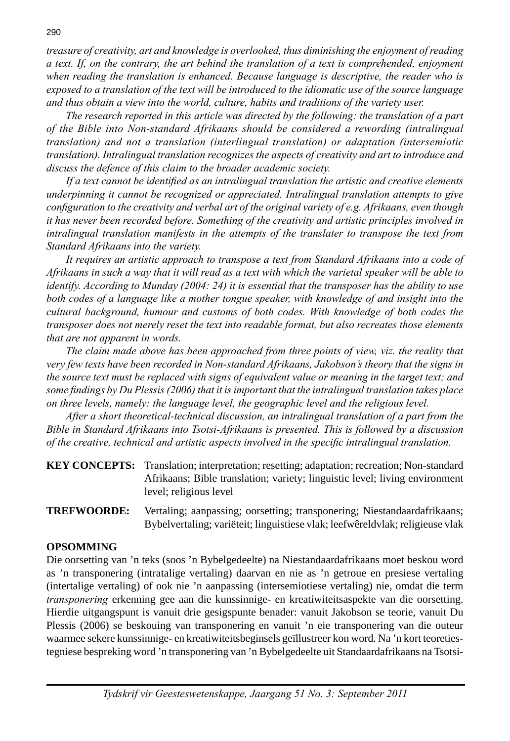*treasure of creativity, art and knowledge is overlooked, thus diminishing the enjoyment of reading a text. If, on the contrary, the art behind the translation of a text is comprehended, enjoyment when reading the translation is enhanced. Because language is descriptive, the reader who is exposed to a translation of the text will be introduced to the idiomatic use of the source language and thus obtain a view into the world, culture, habits and traditions of the variety user.*

*The research reported in this article was directed by the following: the translation of a part of the Bible into Non-standard Afrikaans should be considered a rewording (intralingual translation) and not a translation (interlingual translation) or adaptation (intersemiotic translation). Intralingual translation recognizes the aspects of creativity and art to introduce and discuss the defence of this claim to the broader academic society.*

*If a text cannot be identified as an intralingual translation the artistic and creative elements underpinning it cannot be recognized or appreciated. Intralingual translation attempts to give configuration to the creativity and verbal art of the original variety of e.g. Afrikaans, even though it has never been recorded before. Something of the creativity and artistic principles involved in intralingual translation manifests in the attempts of the translater to transpose the text from Standard Afrikaans into the variety.*

*It requires an artistic approach to transpose a text from Standard Afrikaans into a code of Afrikaans in such a way that it will read as a text with which the varietal speaker will be able to identify. According to Munday (2004: 24) it is essential that the transposer has the ability to use both codes of a language like a mother tongue speaker, with knowledge of and insight into the cultural background, humour and customs of both codes. With knowledge of both codes the transposer does not merely reset the text into readable format, but also recreates those elements that are not apparent in words.*

*The claim made above has been approached from three points of view, viz. the reality that very few texts have been recorded in Non-standard Afrikaans, Jakobson's theory that the signs in the source text must be replaced with signs of equivalent value or meaning in the target text; and some findings by Du Plessis (2006) that it is important that the intralingual translation takes place on three levels, namely: the language level, the geographic level and the religious level.*

*After a short theoretical-technical discussion, an intralingual translation of a part from the Bible in Standard Afrikaans into Tsotsi-Afrikaans is presented. This is followed by a discussion of the creative, technical and artistic aspects involved in the specific intralingual translation.*

**KEY CONCEPTS:** Translation; interpretation; resetting; adaptation; recreation; Non-standard Afrikaans; Bible translation; variety; linguistic level; living environment level; religious level

**TREFWOORDE:** Vertaling; aanpassing; oorsetting; transponering; Niestandaardafrikaans; Bybelvertaling; variëteit; linguistiese vlak; leefwêreldvlak; religieuse vlak

**OPSOMMING**

Die oorsetting van 'n teks (soos 'n Bybelgedeelte) na Niestandaardafrikaans moet beskou word as 'n transponering (intratalige vertaling) daarvan en nie as 'n getroue en presiese vertaling (intertalige vertaling) of ook nie 'n aanpassing (intersemiotiese vertaling) nie, omdat die term *transponering* erkenning gee aan die kunssinnige- en kreatiwiteitsaspekte van die oorsetting. Hierdie uitgangspunt is vanuit drie gesigspunte benader: vanuit Jakobson se teorie, vanuit Du Plessis (2006) se beskouing van transponering en vanuit 'n eie transponering van die outeur waarmee sekere kunssinnige- en kreatiwiteitsbeginsels geïllustreer kon word. Na 'n kort teoreties-tegniese bespreking word 'n transponering van 'n Bybelgedeelte uit Standaardafrikaans na Tsotsi-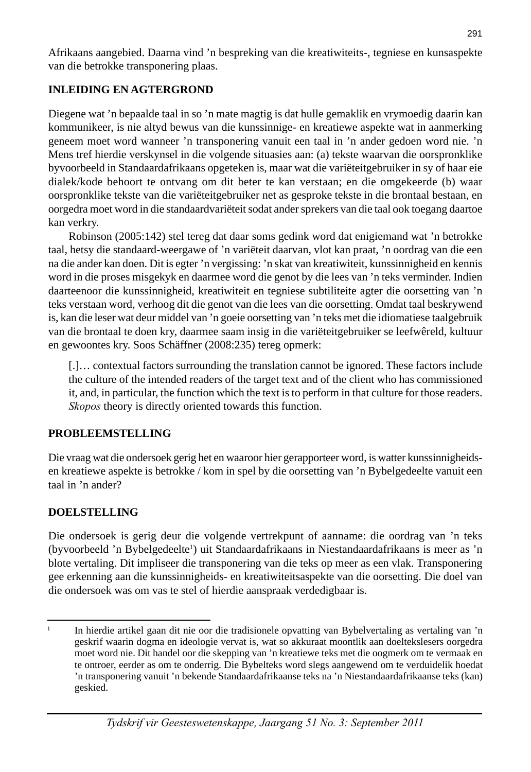Afrikaans aangebied. Daarna vind ’n bespreking van die kreatiwiteits-, tegniese en kunsaspekte van die betrokke transponering plaas.

## INLEIDING EN AGTERGROND

Diegene wat ’n bepaalde taal in so ’n mate magtig is dat hulle gemaklik en vrymoedig daarin kan kommunikeer, is nie altyd bewus van die kunssinnige- en kreatiewe aspekte wat in aanmerking geneem moet word wanneer ’n transponering vanuit een taal in ’n ander gedoen word nie. ’n Mens tref hierdie verskynsel in die volgende situasies aan: (a) tekste waarvan die oorspronklike byvoorbeeld in Standaardafrikaans opgeteken is, maar wat die variëteitgebruiker in sy of haar eie dialek/kode behoort te ontvang om dit beter te kan verstaan; en die omgekeerde (b) waar oorspronklike tekste van die variëteitgebruiker net as gesproke tekste in die brontaal bestaan, en oorgedra moet word in die standaardvariëteit sodat ander sprekers van die taal ook toegang daartoe kan verkry.

Robinson (2005:142) stel tereg dat daar soms gedink word dat enigiemand wat ’n betrokke taal, hetsy die standaard-weergawe of ’n variëteit daarvan, vlot kan praat, ’n oordrag van die een na die ander kan doen. Dit is egter ’n vergissing: ’n skat van kreatiwiteit, kunssinnigheid en kennis word in die proses misgekyk en daarmee word die genot by die lees van ’n teks verminder. Indien daarteenoor die kunssinnigheid, kreatiwiteit en tegniese subtiliteite agter die oorsetting van ’n teks verstaan word, verhoog dit die genot van die lees van die oorsetting. Omdat taal beskrywend is, kan die leser wat deur middel van ’n goeie oorsetting van ’n teks met die idiomatiese taalgebruik van die brontaal te doen kry, daarmee saam insig in die variëteitgebruiker se leefwêreld, kultuur en gewoontes kry. Soos Schäffner (2008:235) tereg opmerk:

> [.]… contextual factors surrounding the translation cannot be ignored. These factors include the culture of the intended readers of the target text and of the client who has commissioned it, and, in particular, the function which the text is to perform in that culture for those readers. *Skopos* theory is directly oriented towards this function.

## PROBLEEMSTELLING

Die vraag wat die ondersoek gerig het en waaroor hier gerapporteer word, is watter kunssinnigheids- en kreatiewe aspekte is betrokke / kom in spel by die oorsetting van ’n Bybelgedeelte vanuit een taal in ’n ander?

## DOELSTELLING

Die ondersoek is gerig deur die volgende vertrekpunt of aanname: die oordrag van ’n teks (byvoorbeeld ’n Bybelgedeelte[1]) uit Standaardafrikaans in Niestandaardafrikaans is meer as ’n blote vertaling. Dit impliseer die transponering van die teks op meer as een vlak. Transponering gee erkenning aan die kunssinnigheids- en kreatiwiteitsaspekte van die oorsetting. Die doel van die ondersoek was om vas te stel of hierdie aanspraak verdedigbaar is.

---

[1] In hierdie artikel gaan dit nie oor die tradisionele opvatting van Bybelvertaling as vertaling van ’n geskrif waarin dogma en ideologie vervat is, wat so akkuraat moontlik aan doeltekslesers oorgedra moet word nie. Dit handel oor die skepping van ’n kreatiewe teks met die oogmerk om te vermaak en te ontroer, eerder as om te onderrig. Die Bybelteks word slegs aangewend om te verduidelik hoedat ’n transponering vanuit ’n bekende Standaardafrikaanse teks na ’n Niestandaardafrikaanse teks (kan) geskied.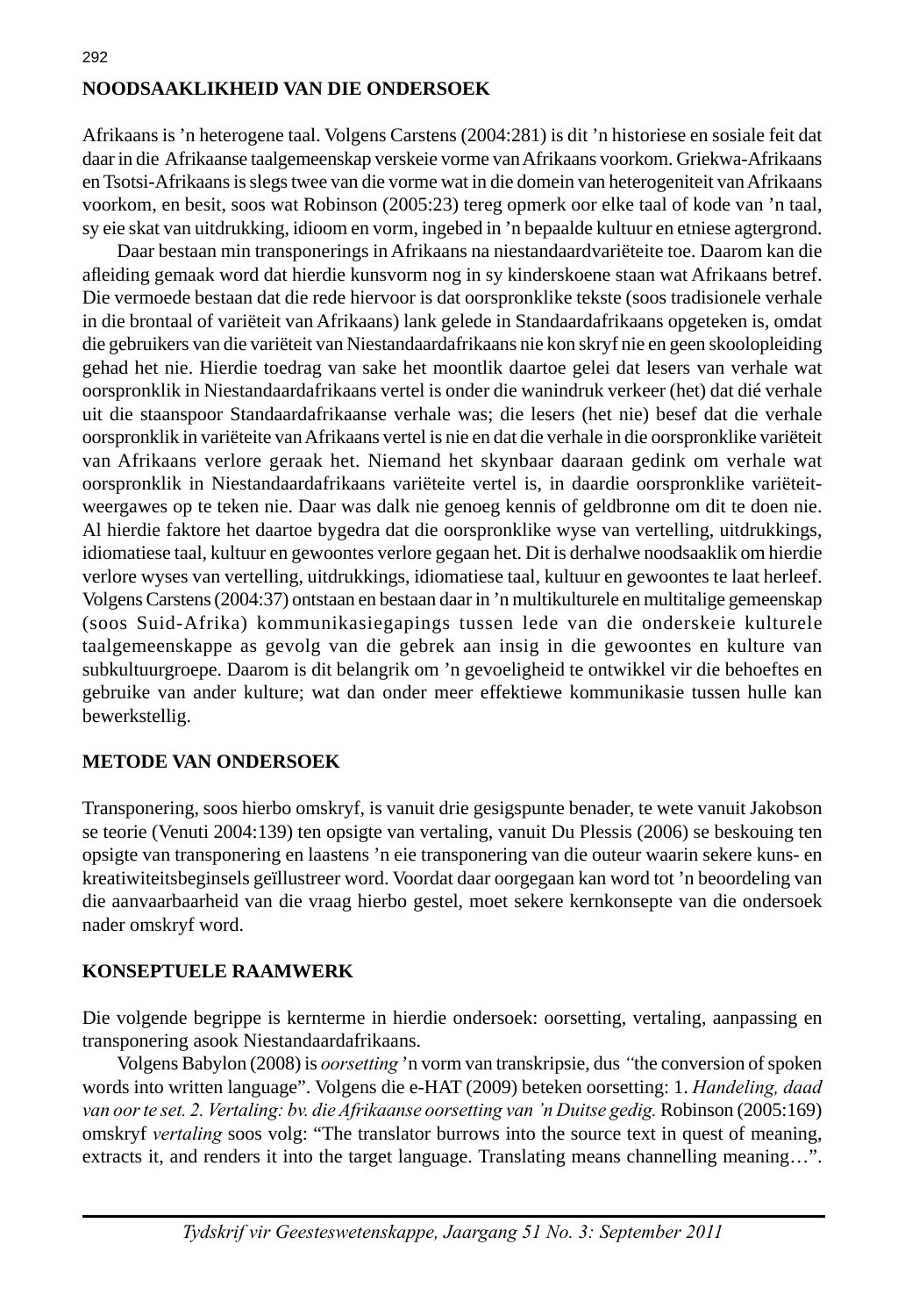## NOODSAAKLIKHEID VAN DIE ONDERSOEK

Afrikaans is 'n heterogene taal. Volgens Carstens (2004:281) is dit 'n historiese en sosiale feit dat daar in die Afrikaanse taalgemeenskap verskeie vorme van Afrikaans voorkom. Griekwa-Afrikaans en Tsotsi-Afrikaans is slegs twee van die vorme wat in die domein van heterogeniteit van Afrikaans voorkom, en besit, soos wat Robinson (2005:23) tereg opmerk oor elke taal of kode van 'n taal, sy eie skat van uitdrukking, idioom en vorm, ingebed in 'n bepaalde kultuur en etniese agtergrond.

Daar bestaan min transponerings in Afrikaans na niestandaardvariëteite toe. Daarom kan die afleiding gemaak word dat hierdie kunsvorm nog in sy kinderskoene staan wat Afrikaans betref. Die vermoede bestaan dat die rede hiervoor is dat oorspronklike tekste (soos tradisionele verhale in die brontaal of variëteit van Afrikaans) lank gelede in Standaardafrikaans opgeteken is, omdat die gebruikers van die variëteit van Niestandaardafrikaans nie kon skryf nie en geen skoolopleiding gehad het nie. Hierdie toedrag van sake het moontlik daartoe gelei dat lesers van verhale wat oorspronklik in Niestandaardafrikaans vertel is onder die wanindruk verkeer (het) dat dié verhale uit die staanspoor Standaardafrikaanse verhale was; die lesers (het nie) besef dat die verhale oorspronklik in variëteite van Afrikaans vertel is nie en dat die verhale in die oorspronklike variëteit van Afrikaans verlore geraak het. Niemand het skynbaar daaraan gedink om verhale wat oorspronklik in Niestandaardafrikaans variëteite vertel is, in daardie oorspronklike variëteit-weergawes op te teken nie. Daar was dalk nie genoeg kennis of geldbronne om dit te doen nie. Al hierdie faktore het daartoe bygedra dat die oorspronklike wyse van vertelling, uitdrukkings, idiomatiese taal, kultuur en gewoontes verlore gegaan het. Dit is derhalwe noodsaaklik om hierdie verlore wyses van vertelling, uitdrukkings, idiomatiese taal, kultuur en gewoontes te laat herleef. Volgens Carstens (2004:37) ontstaan en bestaan daar in 'n multikulturele en multitalige gemeenskap (soos Suid-Afrika) kommunikasiegapings tussen lede van die onderskeie kulturele taalgemeenskappe as gevolg van die gebrek aan insig in die gewoontes en kulture van subkultuurgroepe. Daarom is dit belangrik om 'n gevoeligheid te ontwikkel vir die behoeftes en gebruike van ander kulture; wat dan onder meer effektiewe kommunikasie tussen hulle kan bewerkstellig.

## METODE VAN ONDERSOEK

Transponering, soos hierbo omskryf, is vanuit drie gesigspunte benader, te wete vanuit Jakobson se teorie (Venuti 2004:139) ten opsigte van vertaling, vanuit Du Plessis (2006) se beskouing ten opsigte van transponering en laastens 'n eie transponering van die outeur waarin sekere kuns- en kreatiwiteitsbeginsels geïllustreer word. Voordat daar oorgegaan kan word tot 'n beoordeling van die aanvaarbaarheid van die vraag hierbo gestel, moet sekere kernkonsepte van die ondersoek nader omskryf word.

## KONSEPTUELE RAAMWERK

Die volgende begrippe is kernterme in hierdie ondersoek: oorsetting, vertaling, aanpassing en transponering asook Niestandaardafrikaans.

Volgens Babylon (2008) is *oorsetting* 'n vorm van transkripsie, dus "the conversion of spoken words into written language". Volgens die e-HAT (2009) beteken oorsetting: 1. *Handeling, daad van oor te set. 2. Vertaling: bv. die Afrikaanse oorsetting van 'n Duitse gedig.* Robinson (2005:169) omskryf *vertaling* soos volg: "The translator burrows into the source text in quest of meaning, extracts it, and renders it into the target language. Translating means channelling meaning…".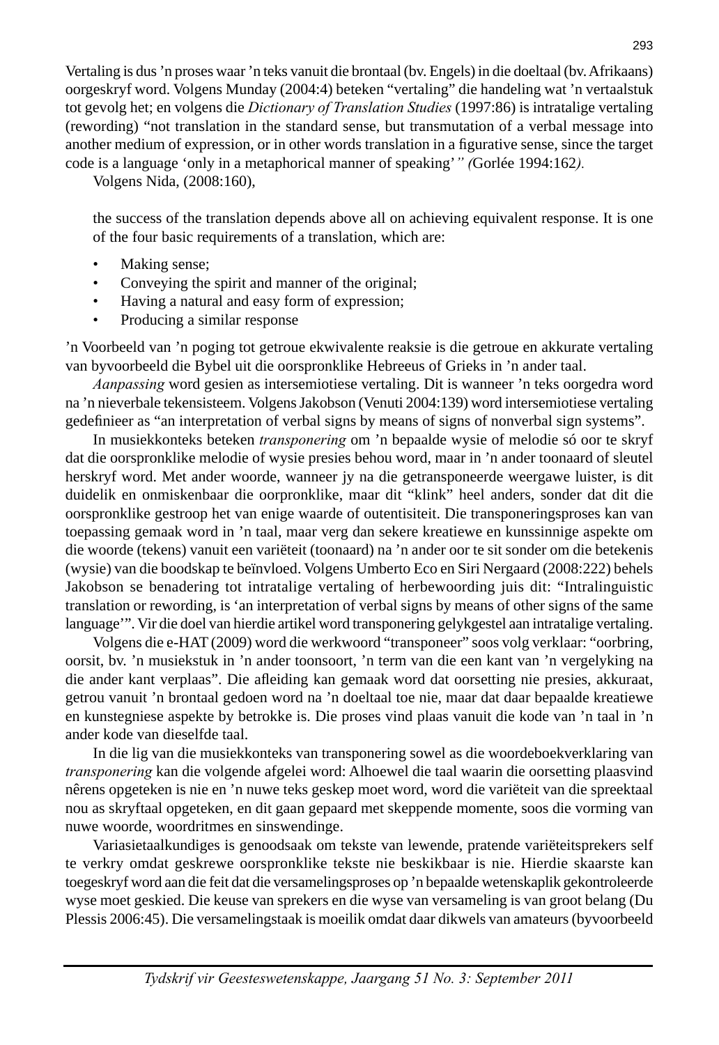Vertaling is dus 'n proses waar 'n teks vanuit die brontaal (bv. Engels) in die doeltaal (bv. Afrikaans) oorgeskryf word. Volgens Munday (2004:4) beteken "vertaling" die handeling wat 'n vertaalstuk tot gevolg het; en volgens die *Dictionary of Translation Studies* (1997:86) is intratalige vertaling (rewording) "not translation in the standard sense, but transmutation of a verbal message into another medium of expression, or in other words translation in a figurative sense, since the target code is a language 'only in a metaphorical manner of speaking'" *(*Gorlée 1994:162*).*

Volgens Nida, (2008:160),

> the success of the translation depends above all on achieving equivalent response. It is one of the four basic requirements of a translation, which are:
>
> - Making sense;
> - Conveying the spirit and manner of the original;
> - Having a natural and easy form of expression;
> - Producing a similar response

'n Voorbeeld van 'n poging tot getroue ekwivalente reaksie is die getroue en akkurate vertaling van byvoorbeeld die Bybel uit die oorspronklike Hebreeus of Grieks in 'n ander taal.

*Aanpassing* word gesien as intersemiotiese vertaling. Dit is wanneer 'n teks oorgedra word na 'n nieverbale tekensisteem. Volgens Jakobson (Venuti 2004:139) word intersemiotiese vertaling gedefinieer as "an interpretation of verbal signs by means of signs of nonverbal sign systems".

In musiekkonteks beteken *transponering* om 'n bepaalde wysie of melodie só oor te skryf dat die oorspronklike melodie of wysie presies behou word, maar in 'n ander toonaard of sleutel herskryf word. Met ander woorde, wanneer jy na die getransponeerde weergawe luister, is dit duidelik en onmiskenbaar die oorpronklike, maar dit "klink" heel anders, sonder dat dit die oorspronklike gestroop het van enige waarde of outentisiteit. Die transponeringsproses kan van toepassing gemaak word in 'n taal, maar verg dan sekere kreatiewe en kunssinnige aspekte om die woorde (tekens) vanuit een variëteit (toonaard) na 'n ander oor te sit sonder om die betekenis (wysie) van die boodskap te beïnvloed. Volgens Umberto Eco en Siri Nergaard (2008:222) behels Jakobson se benadering tot intratalige vertaling of herbewoording juis dit: "Intralinguistic translation or rewording, is 'an interpretation of verbal signs by means of other signs of the same language'". Vir die doel van hierdie artikel word transponering gelykgestel aan intratalige vertaling.

Volgens die e-HAT (2009) word die werkwoord "transponeer" soos volg verklaar: "oorbring, oorsit, bv. 'n musiekstuk in 'n ander toonsoort, 'n term van die een kant van 'n vergelyking na die ander kant verplaas". Die afleiding kan gemaak word dat oorsetting nie presies, akkuraat, getrou vanuit 'n brontaal gedoen word na 'n doeltaal toe nie, maar dat daar bepaalde kreatiewe en kunstegniese aspekte by betrokke is. Die proses vind plaas vanuit die kode van 'n taal in 'n ander kode van dieselfde taal.

In die lig van die musiekkonteks van transponering sowel as die woordeboekverklaring van *transponering* kan die volgende afgelei word: Alhoewel die taal waarin die oorsetting plaasvind nêrens opgeteken is nie en 'n nuwe teks geskep moet word, word die variëteit van die spreektaal nou as skryftaal opgeteken, en dit gaan gepaard met skeppende momente, soos die vorming van nuwe woorde, woordritmes en sinswendinge.

Variasietaalkundiges is genoodsaak om tekste van lewende, pratende variëteitsprekers self te verkry omdat geskrewe oorspronklike tekste nie beskikbaar is nie. Hierdie skaarste kan toegeskryf word aan die feit dat die versamelingsproses op 'n bepaalde wetenskaplik gekontroleerde wyse moet geskied. Die keuse van sprekers en die wyse van versameling is van groot belang (Du Plessis 2006:45). Die versamelingstaak is moeilik omdat daar dikwels van amateurs (byvoorbeeld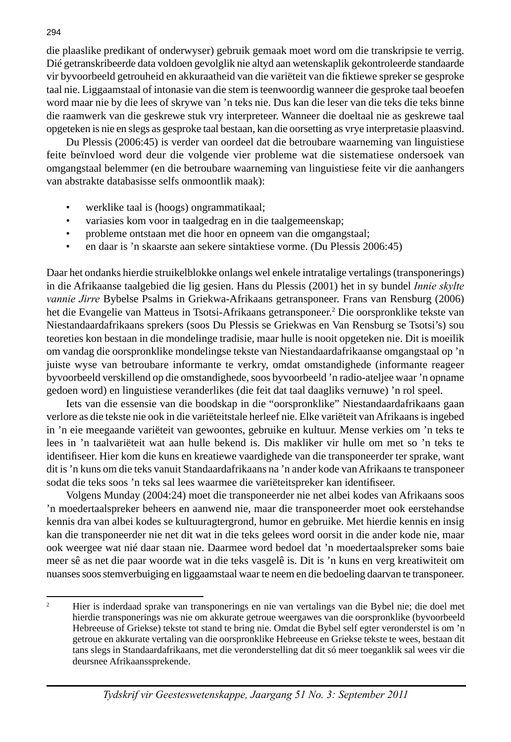die plaaslike predikant of onderwyser) gebruik gemaak moet word om die transkripsie te verrig. Dié getranskribeerde data voldoen gevolglik nie altyd aan wetenskaplik gekontroleerde standaarde vir byvoorbeeld getrouheid en akkuraatheid van die variëteit van die fiktiewe spreker se gesproke taal nie. Liggaamstaal of intonasie van die stem is teenwoordig wanneer die gesproke taal beoefen word maar nie by die lees of skrywe van 'n teks nie. Dus kan die leser van die teks die teks binne die raamwerk van die geskrewe stuk vry interpreteer. Wanneer die doeltaal nie as geskrewe taal opgeteken is nie en slegs as gesproke taal bestaan, kan die oorsetting as vrye interpretasie plaasvind.

Du Plessis (2006:45) is verder van oordeel dat die betroubare waarneming van linguistiese feite beïnvloed word deur die volgende vier probleme wat die sistematiese ondersoek van omgangstaal belemmer (en die betroubare waarneming van linguistiese feite vir die aanhangers van abstrakte databasisse selfs onmoontlik maak):

- werklike taal is (hoogs) ongrammatikaal;
- variasies kom voor in taalgedrag en in die taalgemeenskap;
- probleme ontstaan met die hoor en opneem van die omgangstaal;
- en daar is 'n skaarste aan sekere sintaktiese vorme. (Du Plessis 2006:45)

Daar het ondanks hierdie struikelblokke onlangs wel enkele intratalige vertalings (transponerings) in die Afrikaanse taalgebied die lig gesien. Hans du Plessis (2001) het in sy bundel *Innie skylte vannie Jirre* Bybelse Psalms in Griekwa-Afrikaans getransponeer. Frans van Rensburg (2006) het die Evangelie van Matteus in Tsotsi-Afrikaans getransponeer.[2] Die oorspronklike tekste van Niestandaardafrikaans sprekers (soos Du Plessis se Griekwas en Van Rensburg se Tsotsi's) sou teoreties kon bestaan in die mondelinge tradisie, maar hulle is nooit opgeteken nie. Dit is moeilik om vandag die oorspronklike mondelingse tekste van Niestandaardafrikaanse omgangstaal op 'n juiste wyse van betroubare informante te verkry, omdat omstandighede (informante reageer byvoorbeeld verskillend op die omstandighede, soos byvoorbeeld 'n radio-ateljee waar 'n opname gedoen word) en linguistiese veranderlikes (die feit dat taal daagliks vernuwe) 'n rol speel.

Iets van die essensie van die boodskap in die "oorspronklike" Niestandaardafrikaans gaan verlore as die tekste nie ook in die variëteitstale herleef nie. Elke variëteit van Afrikaans is ingebed in 'n eie meegaande variëteit van gewoontes, gebruike en kultuur. Mense verkies om 'n teks te lees in 'n taalvariëteit wat aan hulle bekend is. Dis makliker vir hulle om met so 'n teks te identifiseer. Hier kom die kuns en kreatiewe vaardighede van die transponeerder ter sprake, want dit is 'n kuns om die teks vanuit Standaardafrikaans na 'n ander kode van Afrikaans te transponeer sodat die teks soos 'n teks sal lees waarmee die variëteitspreker kan identifiseer.

Volgens Munday (2004:24) moet die transponeerder nie net albei kodes van Afrikaans soos 'n moedertaalspreker beheers en aanwend nie, maar die transponeerder moet ook eerstehandse kennis dra van albei kodes se kultuuragtergrond, humor en gebruike. Met hierdie kennis en insig kan die transponeerder nie net dit wat in die teks gelees word oorsit in die ander kode nie, maar ook weergee wat nié daar staan nie. Daarmee word bedoel dat 'n moedertaalspreker soms baie meer sê as net die paar woorde wat in die teks vasgelê is. Dit is 'n kuns en verg kreatiwiteit om nuanses soos stemverbuiging en liggaamstaal waar te neem en die bedoeling daarvan te transponeer.

---

[2] Hier is inderdaad sprake van transponerings en nie van vertalings van die Bybel nie; die doel met hierdie transponerings was nie om akkurate getroue weergawes van die oorspronklike (byvoorbeeld Hebreeuse of Griekse) tekste tot stand te bring nie. Omdat die Bybel self egter veronderstel is om 'n getroue en akkurate vertaling van die oorspronklike Hebreeuse en Griekse tekste te wees, bestaan dit tans slegs in Standaardafrikaans, met die veronderstelling dat dit só meer toeganklik sal wees vir die deursnee Afrikaanssprekende.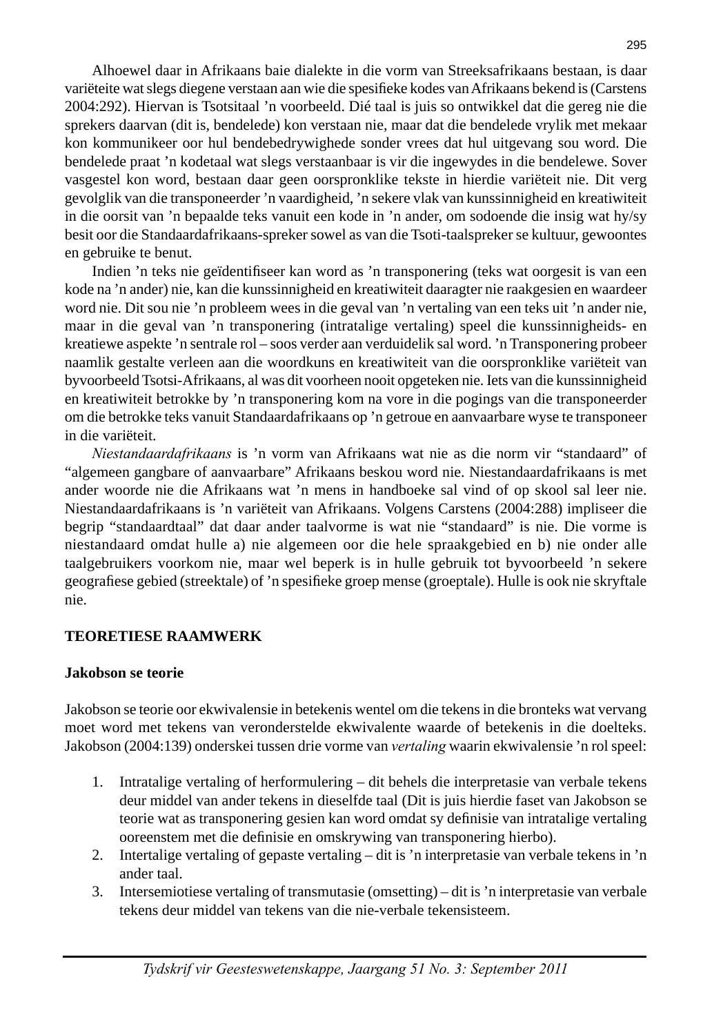Alhoewel daar in Afrikaans baie dialekte in die vorm van Streeksafrikaans bestaan, is daar variëteite wat slegs diegene verstaan aan wie die spesifieke kodes van Afrikaans bekend is (Carstens 2004:292). Hiervan is Tsotsitaal 'n voorbeeld. Dié taal is juis so ontwikkel dat die gereg nie die sprekers daarvan (dit is, bendelede) kon verstaan nie, maar dat die bendelede vrylik met mekaar kon kommunikeer oor hul bendebedrywighede sonder vrees dat hul uitgevang sou word. Die bendelede praat 'n kodetaal wat slegs verstaanbaar is vir die ingewydes in die bendelewe. Sover vasgestel kon word, bestaan daar geen oorspronklike tekste in hierdie variëteit nie. Dit verg gevolglik van die transponeerder 'n vaardigheid, 'n sekere vlak van kunssinnigheid en kreatiwiteit in die oorsit van 'n bepaalde teks vanuit een kode in 'n ander, om sodoende die insig wat hy/sy besit oor die Standaardafrikaans-spreker sowel as van die Tsoti-taalspreker se kultuur, gewoontes en gebruike te benut.

Indien 'n teks nie geïdentifiseer kan word as 'n transponering (teks wat oorgesit is van een kode na 'n ander) nie, kan die kunssinnigheid en kreatiwiteit daaragter nie raakgesien en waardeer word nie. Dit sou nie 'n probleem wees in die geval van 'n vertaling van een teks uit 'n ander nie, maar in die geval van 'n transponering (intratalige vertaling) speel die kunssinnigheids- en kreatiewe aspekte 'n sentrale rol – soos verder aan verduidelik sal word. 'n Transponering probeer naamlik gestalte verleen aan die woordkuns en kreatiwiteit van die oorspronklike variëteit van byvoorbeeld Tsotsi-Afrikaans, al was dit voorheen nooit opgeteken nie. Iets van die kunssinnigheid en kreatiwiteit betrokke by 'n transponering kom na vore in die pogings van die transponeerder om die betrokke teks vanuit Standaardafrikaans op 'n getroue en aanvaarbare wyse te transponeer in die variëteit.

*Niestandaardafrikaans* is 'n vorm van Afrikaans wat nie as die norm vir "standaard" of "algemeen gangbare of aanvaarbare" Afrikaans beskou word nie. Niestandaardafrikaans is met ander woorde nie die Afrikaans wat 'n mens in handboeke sal vind of op skool sal leer nie. Niestandaardafrikaans is 'n variëteit van Afrikaans. Volgens Carstens (2004:288) impliseer die begrip "standaardtaal" dat daar ander taalvorme is wat nie "standaard" is nie. Die vorme is niestandaard omdat hulle a) nie algemeen oor die hele spraakgebied en b) nie onder alle taalgebruikers voorkom nie, maar wel beperk is in hulle gebruik tot byvoorbeeld 'n sekere geografiese gebied (streektale) of 'n spesifieke groep mense (groeptale). Hulle is ook nie skryftale nie.

## TEORETIESE RAAMWERK

### Jakobson se teorie

Jakobson se teorie oor ekwivalensie in betekenis wentel om die tekens in die bronteks wat vervang moet word met tekens van veronderstelde ekwivalente waarde of betekenis in die doelteks. Jakobson (2004:139) onderskei tussen drie vorme van *vertaling* waarin ekwivalensie 'n rol speel:

1. Intratalige vertaling of herformulering – dit behels die interpretasie van verbale tekens deur middel van ander tekens in dieselfde taal (Dit is juis hierdie faset van Jakobson se teorie wat as transponering gesien kan word omdat sy definisie van intratalige vertaling ooreenstem met die definisie en omskrywing van transponering hierbo).
2. Intertalige vertaling of gepaste vertaling – dit is 'n interpretasie van verbale tekens in 'n ander taal.
3. Intersemiotiese vertaling of transmutasie (omsetting) – dit is 'n interpretasie van verbale tekens deur middel van tekens van die nie-verbale tekensisteem.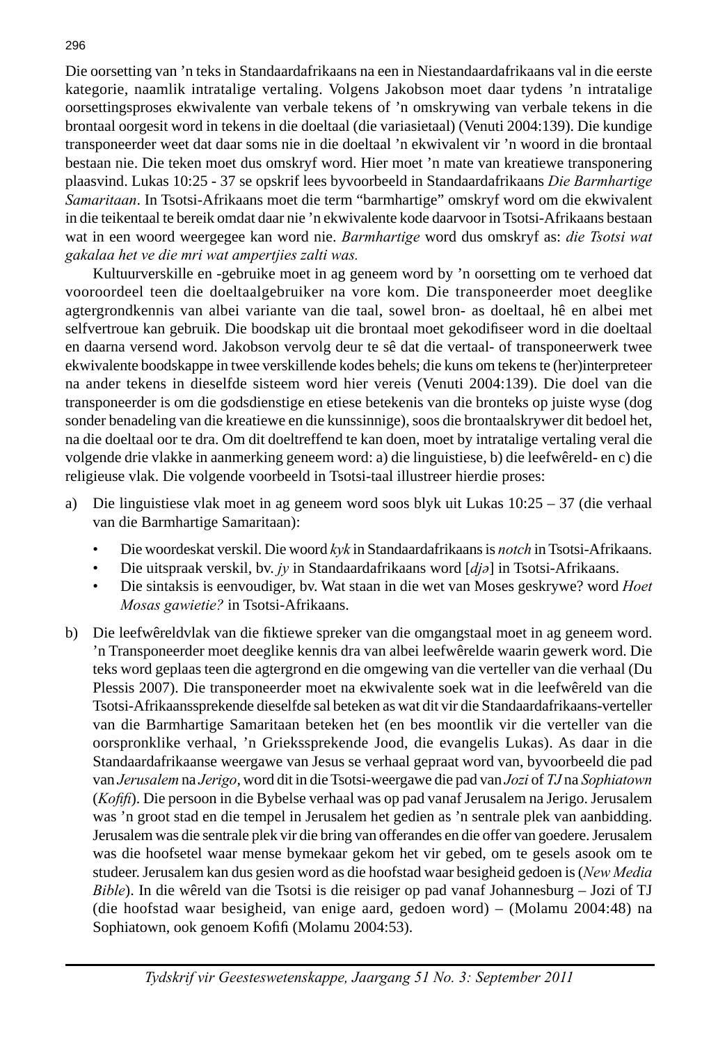Die oorsetting van ’n teks in Standaardafrikaans na een in Niestandaardafrikaans val in die eerste kategorie, naamlik intratalige vertaling. Volgens Jakobson moet daar tydens ’n intratalige oorsettingsproses ekwivalente van verbale tekens of ’n omskrywing van verbale tekens in die brontaal oorgesit word in tekens in die doeltaal (die variasietaal) (Venuti 2004:139). Die kundige transponeerder weet dat daar soms nie in die doeltaal ’n ekwivalent vir ’n woord in die brontaal bestaan nie. Die teken moet dus omskryf word. Hier moet ’n mate van kreatiewe transponering plaasvind. Lukas 10:25 - 37 se opskrif lees byvoorbeeld in Standaardafrikaans *Die Barmhartige Samaritaan*. In Tsotsi-Afrikaans moet die term “barmhartige” omskryf word om die ekwivalent in die teikentaal te bereik omdat daar nie ’n ekwivalente kode daarvoor in Tsotsi-Afrikaans bestaan wat in een woord weergegee kan word nie. *Barmhartige* word dus omskryf as: *die Tsotsi wat gakalaa het ve die mri wat ampertjies zalti was.*

Kultuurverskille en -gebruike moet in ag geneem word by ’n oorsetting om te verhoed dat vooroordeel teen die doeltaalgebruiker na vore kom. Die transponeerder moet deeglike agtergrondkennis van albei variante van die taal, sowel bron- as doeltaal, hê en albei met selfvertroue kan gebruik. Die boodskap uit die brontaal moet gekodifiseer word in die doeltaal en daarna versend word. Jakobson vervolg deur te sê dat die vertaal- of transponeerwerk twee ekwivalente boodskappe in twee verskillende kodes behels; die kuns om tekens te (her)interpreteer na ander tekens in dieselfde sisteem word hier vereis (Venuti 2004:139). Die doel van die transponeerder is om die godsdienstige en etiese betekenis van die bronteks op juiste wyse (dog sonder benadeling van die kreatiewe en die kunssinnige), soos die brontaalskrywer dit bedoel het, na die doeltaal oor te dra. Om dit doeltreffend te kan doen, moet by intratalige vertaling veral die volgende drie vlakke in aanmerking geneem word: a) die linguistiese, b) die leefwêreld- en c) die religieuse vlak. Die volgende voorbeeld in Tsotsi-taal illustreer hierdie proses:

a) Die linguistiese vlak moet in ag geneem word soos blyk uit Lukas 10:25 – 37 (die verhaal van die Barmhartige Samaritaan):

   - Die woordeskat verskil. Die woord *kyk* in Standaardafrikaans is *notch* in Tsotsi-Afrikaans.
   - Die uitspraak verskil, bv. *jy* in Standaardafrikaans word [*djə*] in Tsotsi-Afrikaans.
   - Die sintaksis is eenvoudiger, bv. Wat staan in die wet van Moses geskrywe? word *Hoet Mosas gawietie?* in Tsotsi-Afrikaans.

b) Die leefwêreldvlak van die fiktiewe spreker van die omgangstaal moet in ag geneem word. ’n Transponeerder moet deeglike kennis dra van albei leefwêrelde waarin gewerk word. Die teks word geplaas teen die agtergrond en die omgewing van die verteller van die verhaal (Du Plessis 2007). Die transponeerder moet na ekwivalente soek wat in die leefwêreld van die Tsotsi-Afrikaanssprekende dieselfde sal beteken as wat dit vir die Standaardafrikaans-verteller van die Barmhartige Samaritaan beteken het (en bes moontlik vir die verteller van die oorspronklike verhaal, ’n Grieks­sprekende Jood, die evangelis Lukas). As daar in die Standaardafrikaanse weergawe van Jesus se verhaal gepraat word van, byvoorbeeld die pad van *Jerusalem* na *Jerigo*, word dit in die Tsotsi-weergawe die pad van *Jozi* of *TJ* na *Sophiatown* (*Kofifi*). Die persoon in die Bybelse verhaal was op pad vanaf Jerusalem na Jerigo. Jerusalem was ’n groot stad en die tempel in Jerusalem het gedien as ’n sentrale plek van aanbidding. Jerusalem was die sentrale plek vir die bring van offerandes en die offer van goedere. Jerusalem was die hoofsetel waar mense bymekaar gekom het vir gebed, om te gesels asook om te studeer. Jerusalem kan dus gesien word as die hoofstad waar besigheid gedoen is (*New Media Bible*). In die wêreld van die Tsotsi is die reisiger op pad vanaf Johannesburg – Jozi of TJ (die hoofstad waar besigheid, van enige aard, gedoen word) – (Molamu 2004:48) na Sophiatown, ook genoem Kofifi (Molamu 2004:53).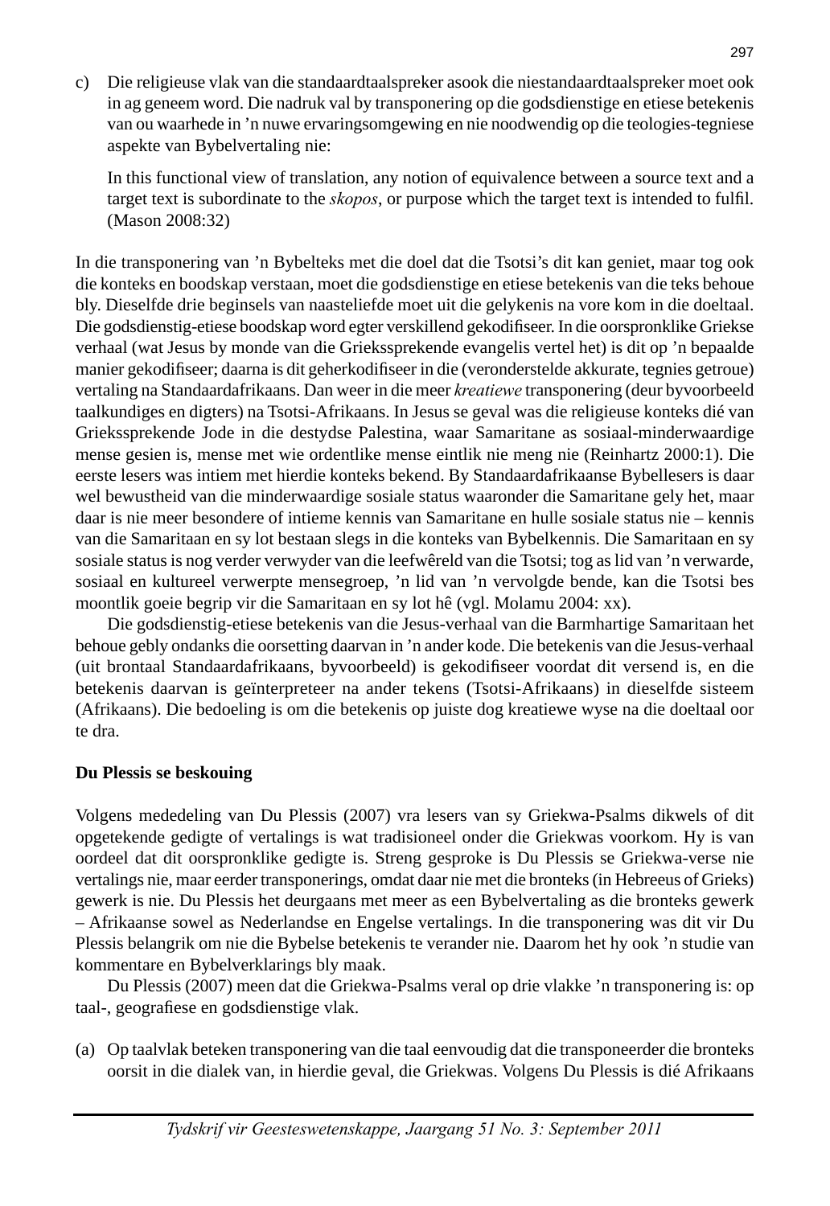c) Die religieuse vlak van die standaardtaalspreker asook die niestandaardtaalspreker moet ook in ag geneem word. Die nadruk val by transponering op die godsdienstige en etiese betekenis van ou waarhede in 'n nuwe ervaringsomgewing en nie noodwendig op die teologies-tegniese aspekte van Bybelvertaling nie:

   In this functional view of translation, any notion of equivalence between a source text and a target text is subordinate to the *skopos*, or purpose which the target text is intended to fulfil. (Mason 2008:32)

In die transponering van 'n Bybelteks met die doel dat die Tsotsi's dit kan geniet, maar tog ook die konteks en boodskap verstaan, moet die godsdienstige en etiese betekenis van die teks behoue bly. Dieselfde drie beginsels van naasteliefde moet uit die gelykenis na vore kom in die doeltaal. Die godsdienstig-etiese boodskap word egter verskillend gekodifiseer. In die oorspronklike Griekse verhaal (wat Jesus by monde van die Grieksspreke nde evangelis vertel het) is dit op 'n bepaalde manier gekodifiseer; daarna is dit geherkodifiseer in die (veronderstelde akkurate, tegnies getroue) vertaling na Standaardafrikaans. Dan weer in die meer *kreatiewe* transponering (deur byvoorbeeld taalkundiges en digters) na Tsotsi-Afrikaans. In Jesus se geval was die religieuse konteks dié van Grieksprekende Jode in die destydse Palestina, waar Samaritane as sosiaal-minderwaardige mense gesien is, mense met wie ordentlike mense eintlik nie meng nie (Reinhartz 2000:1). Die eerste lesers was intiem met hierdie konteks bekend. By Standaardafrikaanse Bybellesers is daar wel bewustheid van die minderwaardige sosiale status waaronder die Samaritane gely het, maar daar is nie meer besondere of intieme kennis van Samaritane en hulle sosiale status nie – kennis van die Samaritaan en sy lot bestaan slegs in die konteks van Bybelkennis. Die Samaritaan en sy sosiale status is nog verder verwyder van die leefwêreld van die Tsotsi; tog as lid van 'n verwarde, sosiaal en kultureel verwerpte mensegroep, 'n lid van 'n vervolgde bende, kan die Tsotsi bes moontlik goeie begrip vir die Samaritaan en sy lot hê (vgl. Molamu 2004: xx).

Die godsdienstig-etiese betekenis van die Jesus-verhaal van die Barmhartige Samaritaan het behoue gebly ondanks die oorsetting daarvan in 'n ander kode. Die betekenis van die Jesus-verhaal (uit brontaal Standaardafrikaans, byvoorbeeld) is gekodifiseer voordat dit versend is, en die betekenis daarvan is geïnterpreteer na ander tekens (Tsotsi-Afrikaans) in dieselfde sisteem (Afrikaans). Die bedoeling is om die betekenis op juiste dog kreatiewe wyse na die doeltaal oor te dra.

**Du Plessis se beskouing**

Volgens mededeling van Du Plessis (2007) vra lesers van sy Griekwa-Psalms dikwels of dit opgetekende gedigte of vertalings is wat tradisioneel onder die Griekwas voorkom. Hy is van oordeel dat dit oorspronklike gedigte is. Streng gesproke is Du Plessis se Griekwa-verse nie vertalings nie, maar eerder transponerings, omdat daar nie met die bronteks (in Hebreeus of Grieks) gewerk is nie. Du Plessis het deurgaans met meer as een Bybelvertaling as die bronteks gewerk – Afrikaanse sowel as Nederlandse en Engelse vertalings. In die transponering was dit vir Du Plessis belangrik om nie die Bybelse betekenis te verander nie. Daarom het hy ook 'n studie van kommentare en Bybelverklarings bly maak.

Du Plessis (2007) meen dat die Griekwa-Psalms veral op drie vlakke 'n transponering is: op taal-, geografiese en godsdienstige vlak.

(a) Op taalvlak beteken transponering van die taal eenvoudig dat die transponeerder die bronteks oorsit in die dialek van, in hierdie geval, die Griekwas. Volgens Du Plessis is dié Afrikaans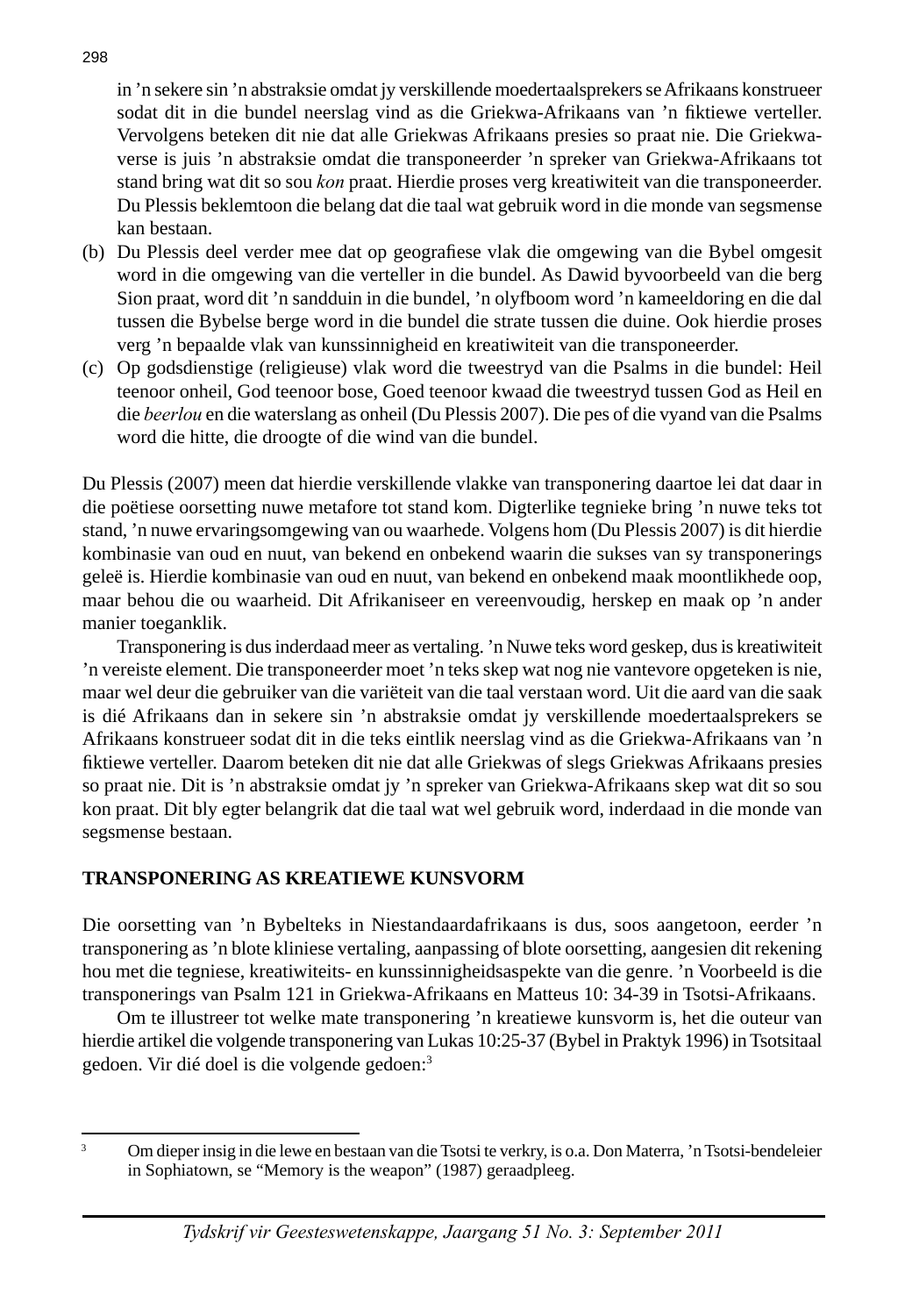in 'n sekere sin 'n abstraksie omdat jy verskillende moedertaalsprekers se Afrikaans konstrueer sodat dit in die bundel neerslag vind as die Griekwa-Afrikaans van 'n fiktiewe verteller. Vervolgens beteken dit nie dat alle Griekwas Afrikaans presies so praat nie. Die Griekwa-verse is juis 'n abstraksie omdat die transponeerder 'n spreker van Griekwa-Afrikaans tot stand bring wat dit so sou *kon* praat. Hierdie proses verg kreatiwiteit van die transponeerder. Du Plessis beklemtoon die belang dat die taal wat gebruik word in die monde van segsmense kan bestaan.

(b) Du Plessis deel verder mee dat op geografiese vlak die omgewing van die Bybel omgesit word in die omgewing van die verteller in die bundel. As Dawid byvoorbeeld van die berg Sion praat, word dit 'n sandduin in die bundel, 'n olyfboom word 'n kameeldoring en die dal tussen die Bybelse berge word in die bundel die strate tussen die duine. Ook hierdie proses verg 'n bepaalde vlak van kunssinnigheid en kreatiwiteit van die transponeerder.

(c) Op godsdienstige (religieuse) vlak word die tweestryd van die Psalms in die bundel: Heil teenoor onheil, God teenoor bose, Goed teenoor kwaad die tweestryd tussen God as Heil en die *beerlou* en die waterslang as onheil (Du Plessis 2007). Die pes of die vyand van die Psalms word die hitte, die droogte of die wind van die bundel.

Du Plessis (2007) meen dat hierdie verskillende vlakke van transponering daartoe lei dat daar in die poëtiese oorsetting nuwe metafore tot stand kom. Digterlike tegnieke bring 'n nuwe teks tot stand, 'n nuwe ervaringsomgewing van ou waarhede. Volgens hom (Du Plessis 2007) is dit hierdie kombinasie van oud en nuut, van bekend en onbekend waarin die sukses van sy transponerings geleë is. Hierdie kombinasie van oud en nuut, van bekend en onbekend maak moontlikhede oop, maar behou die ou waarheid. Dit Afrikaniseer en vereenvoudig, herskep en maak op 'n ander manier toeganklik.

Transponering is dus inderdaad meer as vertaling. 'n Nuwe teks word geskep, dus is kreatiwiteit 'n vereiste element. Die transponeerder moet 'n teks skep wat nog nie vantevore opgeteken is nie, maar wel deur die gebruiker van die variëteit van die taal verstaan word. Uit die aard van die saak is dié Afrikaans dan in sekere sin 'n abstraksie omdat jy verskillende moedertaalsprekers se Afrikaans konstrueer sodat dit in die teks eintlik neerslag vind as die Griekwa-Afrikaans van 'n fiktiewe verteller. Daarom beteken dit nie dat alle Griekwas of slegs Griekwas Afrikaans presies so praat nie. Dit is 'n abstraksie omdat jy 'n spreker van Griekwa-Afrikaans skep wat dit so sou kon praat. Dit bly egter belangrik dat die taal wat wel gebruik word, inderdaad in die monde van segsmense bestaan.

## TRANSPONERING AS KREATIEWE KUNSVORM

Die oorsetting van 'n Bybelteks in Niestandaardafrikaans is dus, soos aangetoon, eerder 'n transponering as 'n blote kliniese vertaling, aanpassing of blote oorsetting, aangesien dit rekening hou met die tegniese, kreatiwiteits- en kunssinnigheidsaspekte van die genre. 'n Voorbeeld is die transponerings van Psalm 121 in Griekwa-Afrikaans en Matteus 10: 34-39 in Tsotsi-Afrikaans.

Om te illustreer tot welke mate transponering 'n kreatiewe kunsvorm is, het die outeur van hierdie artikel die volgende transponering van Lukas 10:25-37 (Bybel in Praktyk 1996) in Tsotsitaal gedoen. Vir dié doel is die volgende gedoen:[3]

[3] Om dieper insig in die lewe en bestaan van die Tsotsi te verkry, is o.a. Don Materra, 'n Tsotsi-bendeleier in Sophiatown, se "Memory is the weapon" (1987) geraadpleeg.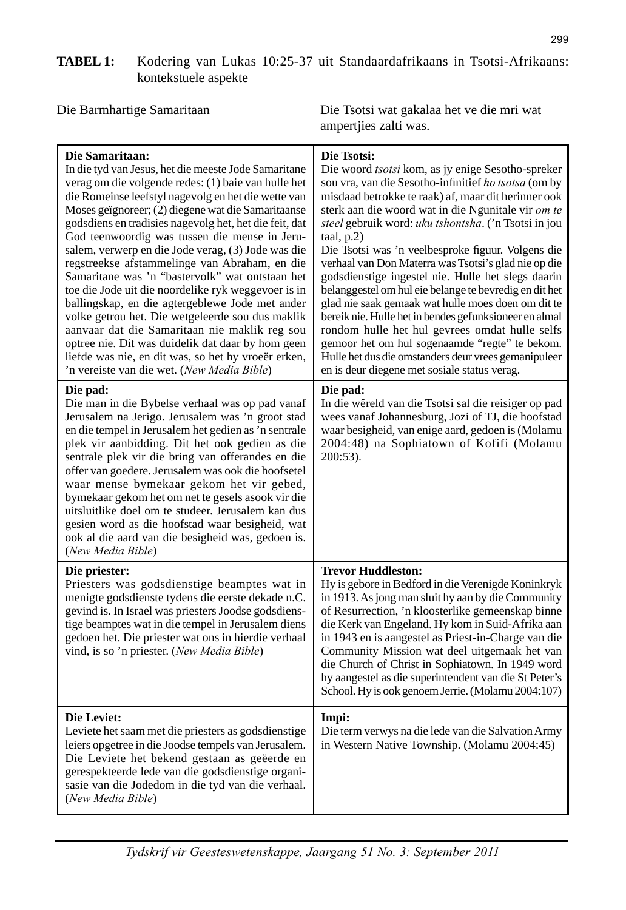**TABEL 1:** Kodering van Lukas 10:25-37 uit Standaardafrikaans in Tsotsi-Afrikaans: kontekstuele aspekte

| Die Barmhartige Samaritaan | Die Tsotsi wat gakalaa het ve die mri wat ampertjies zalti was. |
|---|---|
| **Die Samaritaan:** In die tyd van Jesus, het die meeste Jode Samaritane verag om die volgende redes: (1) baie van hulle het die Romeinse leefstyl nagevolg en het die wette van Moses geïgnoreer; (2) diegene wat die Samaritaanse godsdiens en tradisies nagevolg het, het die feit, dat God teenwoordig was tussen die mense in Jerusalem, verwerp en die Jode verag, (3) Jode was die regstreekse afstammelinge van Abraham, en die Samaritane was 'n "bastervolk" wat ontstaan het toe die Jode uit die noordelike ryk weggevoer is in ballingskap, en die agtergeblewe Jode met ander volke getrou het. Die wetgeleerde sou dus maklik aanvaar dat die Samaritaan nie maklik reg sou optree nie. Dit was duidelik dat daar by hom geen liefde was nie, en dit was, so het hy vroeër erken, 'n vereiste van die wet. (*New Media Bible*) | **Die Tsotsi:** Die woord *tsotsi* kom, as jy enige Sesotho-spreker sou vra, van die Sesotho-infinitief *ho tsotsa* (om by misdaad betrokke te raak) af, maar dit herinner ook sterk aan die woord wat in die Ngunitale vir *om te steel* gebruik word: *uku tshontsha*. ('n Tsotsi in jou taal, p.2) Die Tsotsi was 'n veelbesproke figuur. Volgens die verhaal van Don Materra was Tsotsi's glad nie op die godsdienstige ingestel nie. Hulle het slegs daarin belanggestel om hul eie belange te bevredig en dit het glad nie saak gemaak wat hulle moes doen om dit te bereik nie. Hulle het in bendes gefunksioneer en almal rondom hulle het hul gevrees omdat hulle selfs gemoor het om hul sogenaamde "regte" te bekom. Hulle het dus die omstanders deur vrees gemanipuleer en is deur diegene met sosiale status verag. |
| **Die pad:** Die man in die Bybelse verhaal was op pad vanaf Jerusalem na Jerigo. Jerusalem was 'n groot stad en die tempel in Jerusalem het gedien as 'n sentrale plek vir aanbidding. Dit het ook gedien as die sentrale plek vir die bring van offerandes en die offer van goedere. Jerusalem was ook die hoofsetel waar mense bymekaar gekom het vir gebed, bymekaar gekom het om net te gesels asook vir die uitsluitlike doel om te studeer. Jerusalem kan dus gesien word as die hoofstad waar besigheid, wat ook al die aard van die besigheid was, gedoen is. (*New Media Bible*) | **Die pad:** In die wêreld van die Tsotsi sal die reisiger op pad wees vanaf Johannesburg, Jozi of TJ, die hoofstad waar besigheid, van enige aard, gedoen is (Molamu 2004:48) na Sophiatown of Kofifi (Molamu 200:53). |
| **Die priester:** Priesters was godsdienstige beamptes wat in menigte godsdienste tydens die eerste dekade n.C. gevind is. In Israel was priesters Joodse godsdienstige beamptes wat in die tempel in Jerusalem diens gedoen het. Die priester wat ons in hierdie verhaal vind, is so 'n priester. (*New Media Bible*) | **Trevor Huddleston:** Hy is gebore in Bedford in die Verenigde Koninkryk in 1913. As jong man sluit hy aan by die Community of Resurrection, 'n kloosterlike gemeenskap binne die Kerk van Engeland. Hy kom in Suid-Afrika aan in 1943 en is aangestel as Priest-in-Charge van die Community Mission wat deel uitgemaak het van die Church of Christ in Sophiatown. In 1949 word hy aangestel as die superintendent van die St Peter's School. Hy is ook genoem Jerrie. (Molamu 2004:107) |
| **Die Leviet:** Leviete het saam met die priesters as godsdienstige leiers opgetree in die Joodse tempels van Jerusalem. Die Leviete het bekend gestaan as geëerde en gerespekteerde lede van die godsdienstige organisasie van die Jodedom in die tyd van die verhaal. (*New Media Bible*) | **Impi:** Die term verwys na die lede van die Salvation Army in Western Native Township. (Molamu 2004:45) |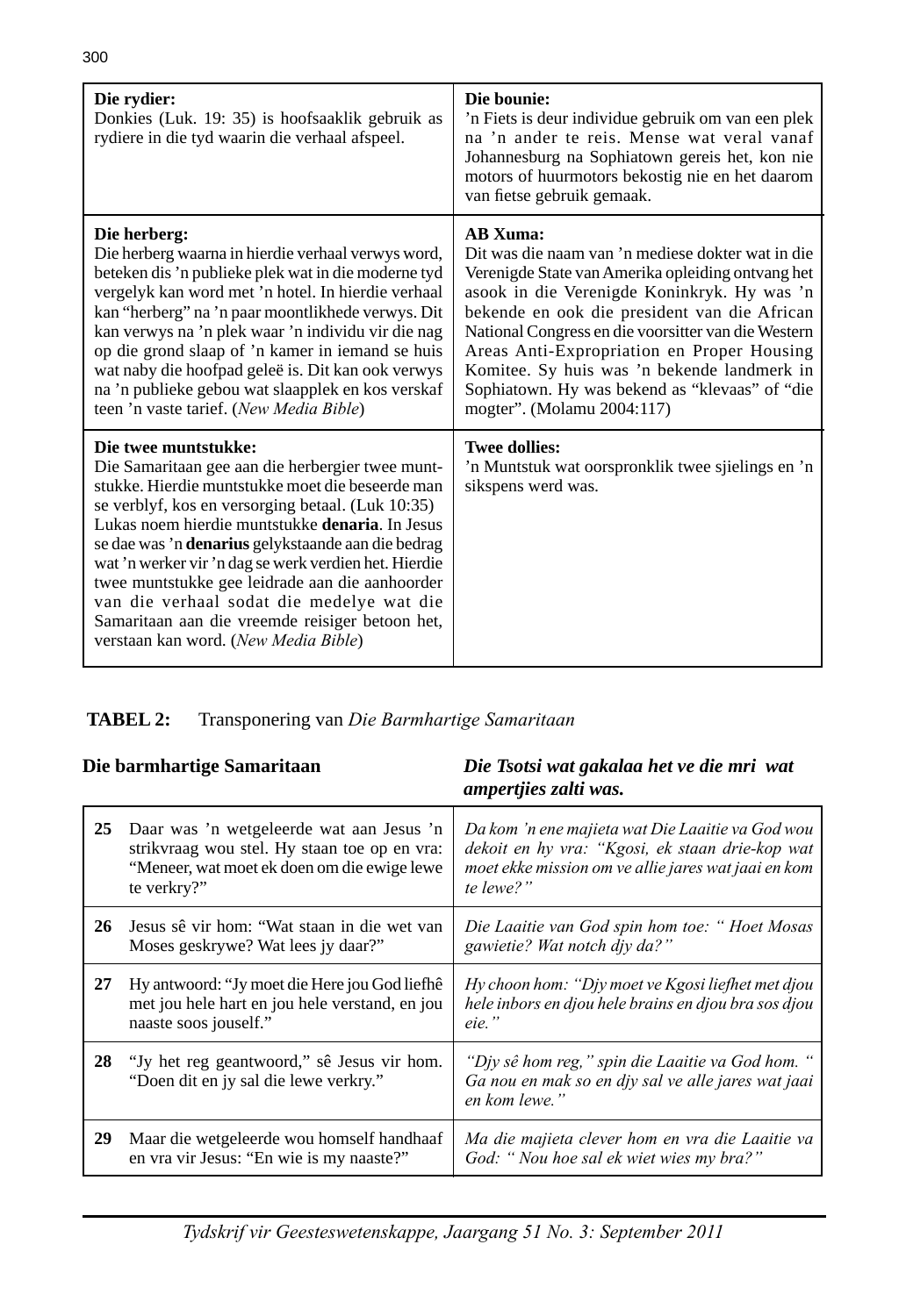| **Die rydier:**<br>Donkies (Luk. 19: 35) is hoofsaaklik gebruik as rydiere in die tyd waarin die verhaal afspeel. | **Die bounie:**<br>'n Fiets is deur individue gebruik om van een plek na 'n ander te reis. Mense wat veral vanaf Johannesburg na Sophiatown gereis het, kon nie motors of huurmotors bekostig nie en het daarom van fietse gebruik gemaak. |
|---|---|
| **Die herberg:**<br>Die herberg waarna in hierdie verhaal verwys word, beteken dis 'n publieke plek wat in die moderne tyd vergelyk kan word met 'n hotel. In hierdie verhaal kan "herberg" na 'n paar moontlikhede verwys. Dit kan verwys na 'n plek waar 'n individu vir die nag op die grond slaap of 'n kamer in iemand se huis wat naby die hoofpad geleë is. Dit kan ook verwys na 'n publieke gebou wat slaapplek en kos verskaf teen 'n vaste tarief. (*New Media Bible*) | **AB Xuma:**<br>Dit was die naam van 'n mediese dokter wat in die Verenigde State van Amerika opleiding ontvang het asook in die Verenigde Koninkryk. Hy was 'n bekende en ook die president van die African National Congress en die voorsitter van die Western Areas Anti-Expropriation en Proper Housing Komitee. Sy huis was 'n bekende landmerk in Sophiatown. Hy was bekend as "klevaas" of "die mogter". (Molamu 2004:117) |
| **Die twee muntstukke:**<br>Die Samaritaan gee aan die herbergier twee muntstukke. Hierdie muntstukke moet die beseerde man se verblyf, kos en versorging betaal. (Luk 10:35) Lukas noem hierdie muntstukke **denaria**. In Jesus se dae was 'n **denarius** gelykstaande aan die bedrag wat 'n werker vir 'n dag se werk verdien het. Hierdie twee muntstukke gee leidrade aan die aanhoorder van die verhaal sodat die medelye wat die Samaritaan aan die vreemde reisiger betoon het, verstaan kan word. (*New Media Bible*) | **Twee dollies:**<br>'n Muntstuk wat oorspronklik twee sjielings en 'n sikspens werd was. |

**TABEL 2:** Transponering van *Die Barmhartige Samaritaan*

| | **Die barmhartige Samaritaan** | ***Die Tsotsi wat gakalaa het ve die mri wat ampertjies zalti was.*** |
|---|---|---|
| **25** | Daar was 'n wetgeleerde wat aan Jesus 'n strikvraag wou stel. Hy staan toe op en vra: "Meneer, wat moet ek doen om die ewige lewe te verkry?" | *Da kom 'n ene majieta wat Die Laaitie va God wou dekoit en hy vra: "Kgosi, ek staan drie-kop wat moet ekke mission om ve allie jares wat jaai en kom te lewe?"* |
| **26** | Jesus sê vir hom: "Wat staan in die wet van Moses geskrywe? Wat lees jy daar?" | *Die Laaitie van God spin hom toe: " Hoet Mosas gawietie? Wat notch djy da?"* |
| **27** | Hy antwoord: "Jy moet die Here jou God liefhê met jou hele hart en jou hele verstand, en jou naaste soos jouself." | *Hy choon hom: "Djy moet ve Kgosi liefhet met djou hele inbors en djou hele brains en djou bra sos djou eie."* |
| **28** | "Jy het reg geantwoord," sê Jesus vir hom. "Doen dit en jy sal die lewe verkry." | *"Djy sê hom reg," spin die Laaitie va God hom. " Ga nou en mak so en djy sal ve alle jares wat jaai en kom lewe."* |
| **29** | Maar die wetgeleerde wou homself handhaaf en vra vir Jesus: "En wie is my naaste?" | *Ma die majieta clever hom en vra die Laaitie va God: " Nou hoe sal ek wiet wies my bra?"* |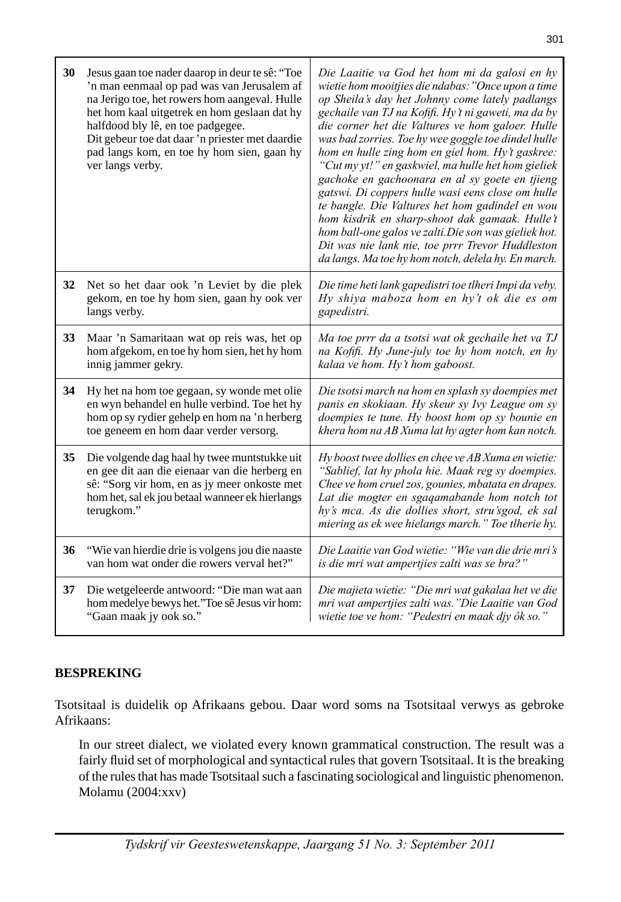| | | |
|---|---|---|
| **30** | Jesus gaan toe nader daarop in deur te sê: "Toe 'n man eenmaal op pad was van Jerusalem af na Jerigo toe, het rowers hom aangeval. Hulle het hom kaal uitgetrek en hom geslaan dat hy halfdood bly lê, en toe padgegee. Dit gebeur toe dat daar 'n priester met daardie pad langs kom, en toe hy hom sien, gaan hy ver langs verby. | *Die Laaitie va God het hom mi da galosi en hy wietie hom mooitjies die ndabas:"Once upon a time op Sheila's day het Johnny come lately padlangs gechaile van TJ na Kofifi. Hy't ni gaweti, ma da by die corner het die Valtures ve hom galoer. Hulle was bad zorries. Toe hy wee goggle toe dindel hulle hom en hulle zing hom en giel hom. Hy't gaskree: "Cut my yt!" en gaskwiel, ma hulle het hom gieliek gachoke en gachoonara en al sy goete en tjieng gatswi. Di coppers hulle wasi eens close om hulle te bangle. Die Valtures het hom gadindel en wou hom kisdrik en sharp-shoot dak gamaak. Hulle't hom ball-one galos ve zalti.Die son was gieliek hot. Dit was nie lank nie, toe prrr Trevor Huddleston da langs. Ma toe hy hom notch, delela hy. En march.* |
| **32** | Net so het daar ook 'n Leviet by die plek gekom, en toe hy hom sien, gaan hy ook ver langs verby. | *Die time heti lank gapedistri toe tlheri Impi da veby. Hy shiya maboza hom en hy't ok die es om gapedistri.* |
| **33** | Maar 'n Samaritaan wat op reis was, het op hom afgekom, en toe hy hom sien, het hy hom innig jammer gekry. | *Ma toe prrr da a tsotsi wat ok gechaile het va TJ na Kofifi. Hy June-july toe hy hom notch, en hy kalaa ve hom. Hy't hom gaboost.* |
| **34** | Hy het na hom toe gegaan, sy wonde met olie en wyn behandel en hulle verbind. Toe het hy hom op sy rydier gehelp en hom na 'n herberg toe geneem en hom daar verder versorg. | *Die tsotsi march na hom en splash sy doempies met panis en skokiaan. Hy skeur sy Ivy League om sy doempies te tune. Hy boost hom op sy bounie en khera hom na AB Xuma lat hy agter hom kan notch.* |
| **35** | Die volgende dag haal hy twee muntstukke uit en gee dit aan die eienaar van die herberg en sê: "Sorg vir hom, en as jy meer onkoste met hom het, sal ek jou betaal wanneer ek hierlangs terugkom." | *Hy boost twee dollies en chee ve AB Xuma en wietie: "Sablief, lat hy phola hie. Maak reg sy doempies. Chee ve hom cruel zos, gounies, mbatata en drapes. Lat die mogter en sgaqamabande hom notch tot hy's mca. As die dollies short, stru'sgod, ek sal miering as ek wee hielangs march." Toe tlherie hy.* |
| **36** | "Wie van hierdie drie is volgens jou die naaste van hom wat onder die rowers verval het?" | *Die Laaitie van God wietie: "Wie van die drie mri's is die mri wat ampertjies zalti was se bra?"* |
| **37** | Die wetgeleerde antwoord: "Die man wat aan hom medelye bewys het."Toe sê Jesus vir hom: "Gaan maak jy ook so." | *Die majieta wietie: "Die mri wat gakalaa het ve die mri wat ampertjies zalti was."Die Laaitie van God wietie toe ve hom: "Pedestri en maak djy ôk so."* |

**BESPREKING**

Tsotsitaal is duidelik op Afrikaans gebou. Daar word soms na Tsotsitaal verwys as gebroke Afrikaans:

> In our street dialect, we violated every known grammatical construction. The result was a fairly fluid set of morphological and syntactical rules that govern Tsotsitaal. It is the breaking of the rules that has made Tsotsitaal such a fascinating sociological and linguistic phenomenon. Molamu (2004:xxv)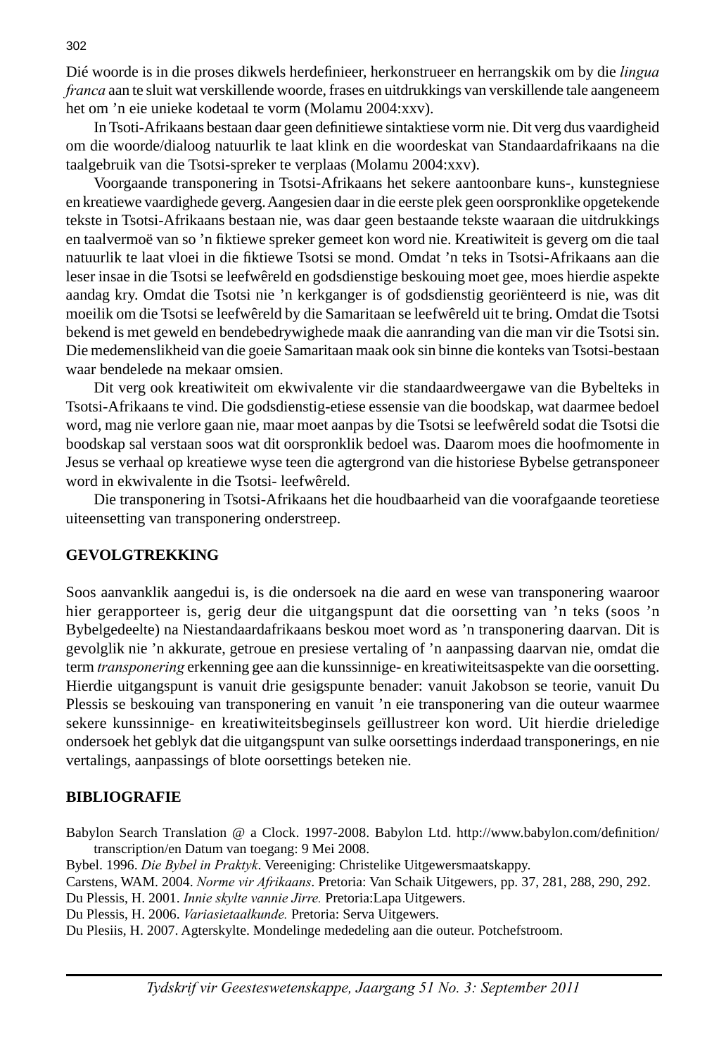Dié woorde is in die proses dikwels herdefinieer, herkonstrueer en herrangskik om by die *lingua franca* aan te sluit wat verskillende woorde, frases en uitdrukkings van verskillende tale aangeneem het om 'n eie unieke kodetaal te vorm (Molamu 2004:xxv).

In Tsoti-Afrikaans bestaan daar geen definitiewe sintaktiese vorm nie. Dit verg dus vaardigheid om die woorde/dialoog natuurlik te laat klink en die woordeskat van Standaardafrikaans na die taalgebruik van die Tsotsi-spreker te verplaas (Molamu 2004:xxv).

Voorgaande transponering in Tsotsi-Afrikaans het sekere aantoonbare kuns-, kunstegniese en kreatiewe vaardighede geverg. Aangesien daar in die eerste plek geen oorspronklike opgetekende tekste in Tsotsi-Afrikaans bestaan nie, was daar geen bestaande tekste waaraan die uitdrukkings en taalvermoë van so 'n fiktiewe spreker gemeet kon word nie. Kreatiwiteit is geverg om die taal natuurlik te laat vloei in die fiktiewe Tsotsi se mond. Omdat 'n teks in Tsotsi-Afrikaans aan die leser insae in die Tsotsi se leefwêreld en godsdienstige beskouing moet gee, moes hierdie aspekte aandag kry. Omdat die Tsotsi nie 'n kerkganger is of godsdienstig georiënteerd is nie, was dit moeilik om die Tsotsi se leefwêreld by die Samaritaan se leefwêreld uit te bring. Omdat die Tsotsi bekend is met geweld en bendebedrywighede maak die aanranding van die man vir die Tsotsi sin. Die medemenslikheid van die goeie Samaritaan maak ook sin binne die konteks van Tsotsi-bestaan waar bendelede na mekaar omsien.

Dit verg ook kreatiwiteit om ekwivalente vir die standaardweergawe van die Bybelteks in Tsotsi-Afrikaans te vind. Die godsdienstig-etiese essensie van die boodskap, wat daarmee bedoel word, mag nie verlore gaan nie, maar moet aanpas by die Tsotsi se leefwêreld sodat die Tsotsi die boodskap sal verstaan soos wat dit oorspronklik bedoel was. Daarom moes die hoofmomente in Jesus se verhaal op kreatiewe wyse teen die agtergrond van die historiese Bybelse getransponeer word in ekwivalente in die Tsotsi- leefwêreld.

Die transponering in Tsotsi-Afrikaans het die houdbaarheid van die voorafgaande teoretiese uiteensetting van transponering onderstreep.

## GEVOLGTREKKING

Soos aanvanklik aangedui is, is die ondersoek na die aard en wese van transponering waaroor hier gerapporteer is, gerig deur die uitgangspunt dat die oorsetting van 'n teks (soos 'n Bybelgedeelte) na Niestandaardafrikaans beskou moet word as 'n transponering daarvan. Dit is gevolglik nie 'n akkurate, getroue en presiese vertaling of 'n aanpassing daarvan nie, omdat die term *transponering* erkenning gee aan die kunssinnige- en kreatiwiteitsaspekte van die oorsetting. Hierdie uitgangspunt is vanuit drie gesigspunte benader: vanuit Jakobson se teorie, vanuit Du Plessis se beskouing van transponering en vanuit 'n eie transponering van die outeur waarmee sekere kunssinnige- en kreatiwiteitsbeginsels geïllustreer kon word. Uit hierdie drieledige ondersoek het geblyk dat die uitgangspunt van sulke oorsettings inderdaad transponerings, en nie vertalings, aanpassings of blote oorsettings beteken nie.

## BIBLIOGRAFIE

Babylon Search Translation @ a Clock. 1997-2008. Babylon Ltd. http://www.babylon.com/definition/transcription/en Datum van toegang: 9 Mei 2008.

Bybel. 1996. *Die Bybel in Praktyk*. Vereeniging: Christelike Uitgewersmaatskappy.

Carstens, WAM. 2004. *Norme vir Afrikaans*. Pretoria: Van Schaik Uitgewers, pp. 37, 281, 288, 290, 292.

Du Plessis, H. 2001. *Innie skylte vannie Jirre.* Pretoria:Lapa Uitgewers.

Du Plessis, H. 2006. *Variasietaalkunde.* Pretoria: Serva Uitgewers.

Du Plesiis, H. 2007. Agterskylte. Mondelinge mededeling aan die outeur. Potchefstroom.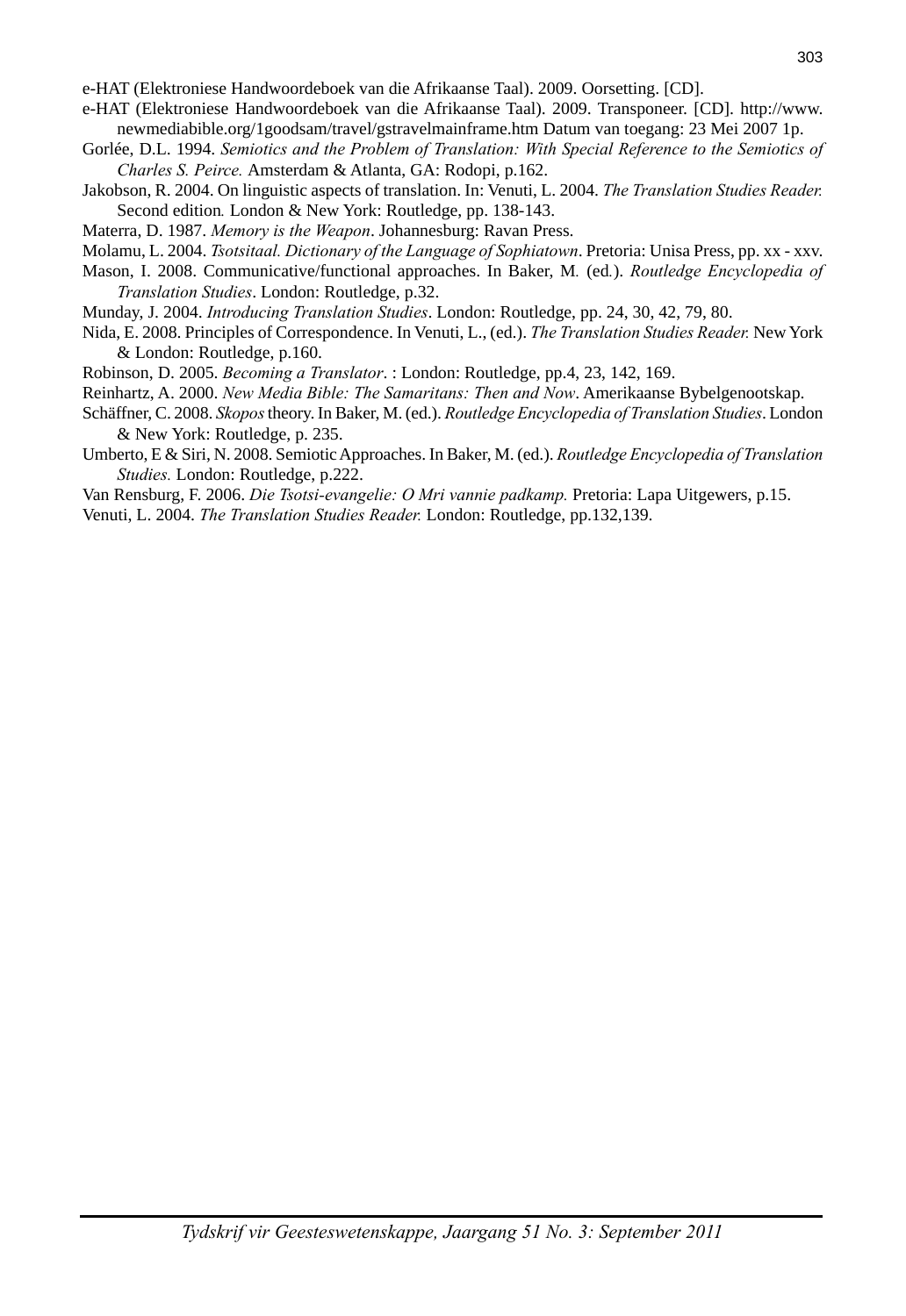e-HAT (Elektroniese Handwoordeboek van die Afrikaanse Taal). 2009. Oorsetting. [CD].

e-HAT (Elektroniese Handwoordeboek van die Afrikaanse Taal). 2009. Transponeer. [CD]. http://www.newmediabible.org/1goodsam/travel/gstravelmainframe.htm Datum van toegang: 23 Mei 2007 1p.

Gorlée, D.L. 1994. *Semiotics and the Problem of Translation: With Special Reference to the Semiotics of Charles S. Peirce.* Amsterdam & Atlanta, GA: Rodopi, p.162.

Jakobson, R. 2004. On linguistic aspects of translation. In: Venuti, L. 2004. *The Translation Studies Reader.* Second edition*.* London & New York: Routledge, pp. 138-143.

Materra, D. 1987. *Memory is the Weapon*. Johannesburg: Ravan Press.

Molamu, L. 2004. *Tsotsitaal. Dictionary of the Language of Sophiatown*. Pretoria: Unisa Press, pp. xx - xxv.

Mason, I. 2008. Communicative/functional approaches. In Baker, M*.* (ed*.*). *Routledge Encyclopedia of Translation Studies*. London: Routledge, p.32.

Munday, J. 2004. *Introducing Translation Studies*. London: Routledge, pp. 24, 30, 42, 79, 80.

Nida, E. 2008. Principles of Correspondence. In Venuti, L., (ed.). *The Translation Studies Reader.* New York & London: Routledge, p.160.

Robinson, D. 2005. *Becoming a Translator*. : London: Routledge, pp.4, 23, 142, 169.

Reinhartz, A. 2000. *New Media Bible: The Samaritans: Then and Now*. Amerikaanse Bybelgenootskap.

Schäffner, C. 2008. *Skopos* theory. In Baker, M. (ed.). *Routledge Encyclopedia of Translation Studies*. London & New York: Routledge, p. 235.

Umberto, E & Siri, N. 2008. Semiotic Approaches. In Baker, M. (ed.). *Routledge Encyclopedia of Translation Studies.* London: Routledge, p.222.

Van Rensburg, F. 2006. *Die Tsotsi-evangelie: O Mri vannie padkamp.* Pretoria: Lapa Uitgewers, p.15.

Venuti, L. 2004. *The Translation Studies Reader.* London: Routledge, pp.132,139.